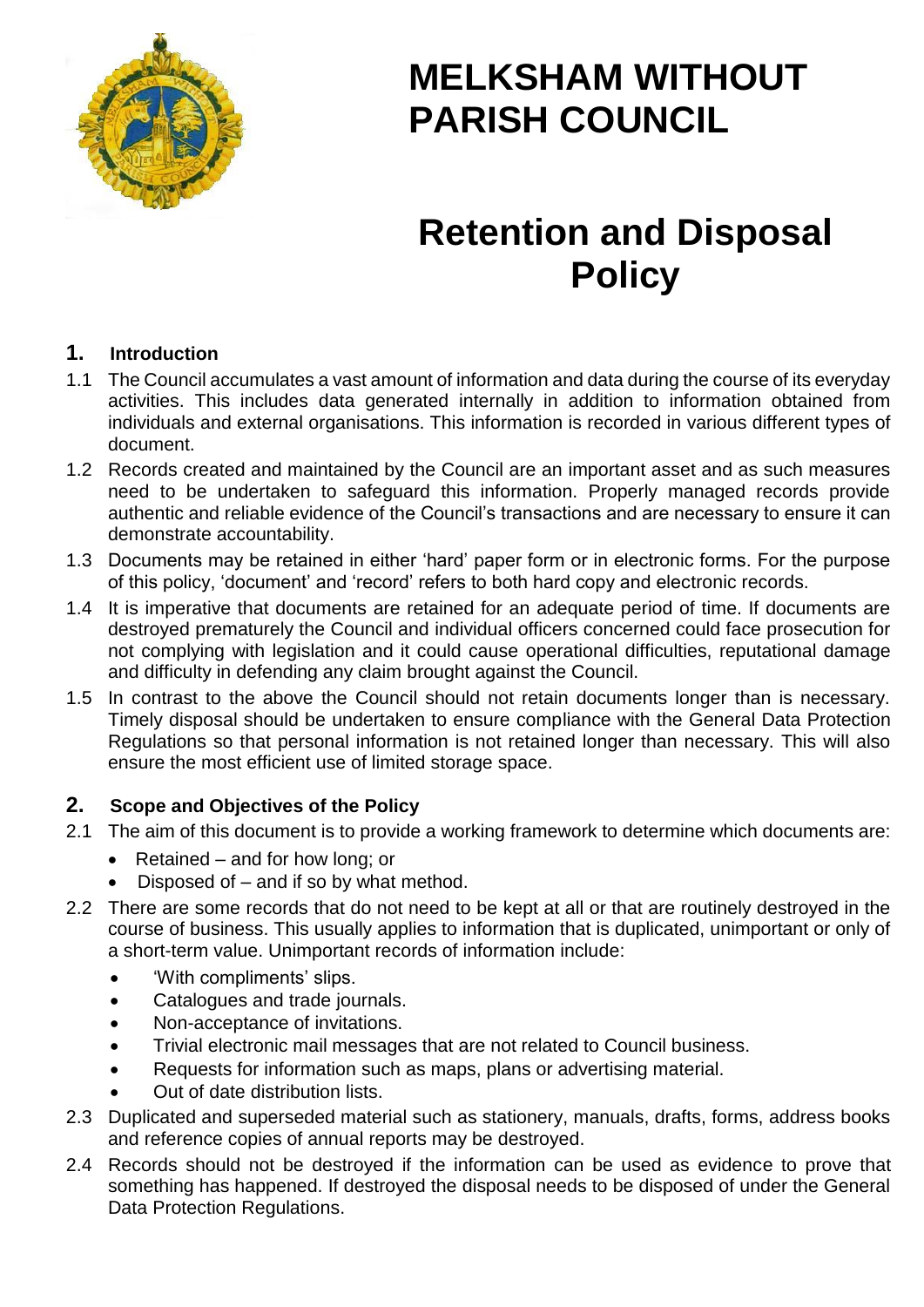# MELKSHAM WITHOUT PARISH COUNCIL

# Retention and Disposal Policy

## 1. Introduction

1.1 The Council accumulates a vast amount of information and data during the course of its everyday activities. This includes data generated internally in addition to information obtained from individuals and external organisations. This information is recorded in various different types of document.

1.2 Records created and maintained by the Council are an important asset and as such measures need to be undertaken to safeguard this information. Properly managed records provide authentic and reliable evidence of the Council's transactions and are necessary to ensure it can demonstrate accountability.

1.3 Documents may be retained in either 'hard' paper form or in electronic forms. For the purpose of this policy, 'document' and 'record' refers to both hard copy and electronic records.

1.4 It is imperative that documents are retained for an adequate period of time. If documents are destroyed prematurely the Council and individual officers concerned could face prosecution for not complying with legislation and it could cause operational difficulties, reputational damage and difficulty in defending any claim brought against the Council.

1.5 In contrast to the above the Council should not retain documents longer than is necessary. Timely disposal should be undertaken to ensure compliance with the General Data Protection Regulations so that personal information is not retained longer than necessary. This will also ensure the most efficient use of limited storage space.

## 2. Scope and Objectives of the Policy

2.1 The aim of this document is to provide a working framework to determine which documents are:

- Retained – and for how long; or
- Disposed of – and if so by what method.

2.2 There are some records that do not need to be kept at all or that are routinely destroyed in the course of business. This usually applies to information that is duplicated, unimportant or only of a short-term value. Unimportant records of information include:

- 'With compliments' slips.
- Catalogues and trade journals.
- Non-acceptance of invitations.
- Trivial electronic mail messages that are not related to Council business.
- Requests for information such as maps, plans or advertising material.
- Out of date distribution lists.

2.3 Duplicated and superseded material such as stationery, manuals, drafts, forms, address books and reference copies of annual reports may be destroyed.

2.4 Records should not be destroyed if the information can be used as evidence to prove that something has happened. If destroyed the disposal needs to be disposed of under the General Data Protection Regulations.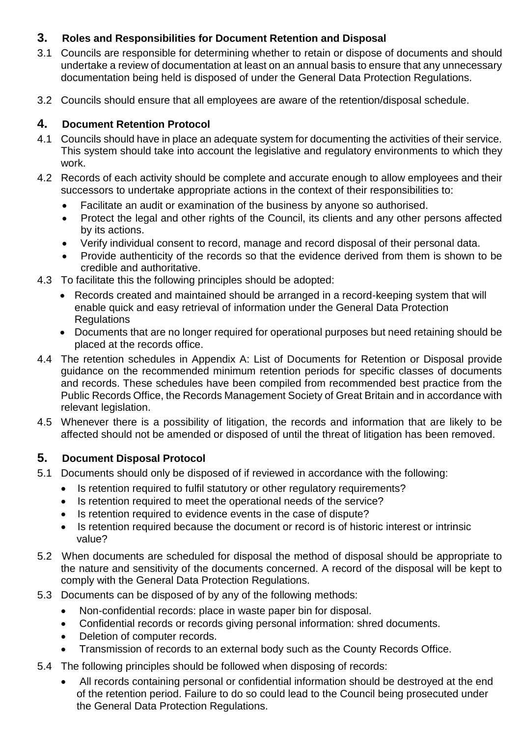## 3. Roles and Responsibilities for Document Retention and Disposal

3.1 Councils are responsible for determining whether to retain or dispose of documents and should undertake a review of documentation at least on an annual basis to ensure that any unnecessary documentation being held is disposed of under the General Data Protection Regulations.

3.2 Councils should ensure that all employees are aware of the retention/disposal schedule.

## 4. Document Retention Protocol

4.1 Councils should have in place an adequate system for documenting the activities of their service. This system should take into account the legislative and regulatory environments to which they work.

4.2 Records of each activity should be complete and accurate enough to allow employees and their successors to undertake appropriate actions in the context of their responsibilities to:

- Facilitate an audit or examination of the business by anyone so authorised.
- Protect the legal and other rights of the Council, its clients and any other persons affected by its actions.
- Verify individual consent to record, manage and record disposal of their personal data.
- Provide authenticity of the records so that the evidence derived from them is shown to be credible and authoritative.

4.3 To facilitate this the following principles should be adopted:

- Records created and maintained should be arranged in a record-keeping system that will enable quick and easy retrieval of information under the General Data Protection Regulations
- Documents that are no longer required for operational purposes but need retaining should be placed at the records office.

4.4 The retention schedules in Appendix A: List of Documents for Retention or Disposal provide guidance on the recommended minimum retention periods for specific classes of documents and records. These schedules have been compiled from recommended best practice from the Public Records Office, the Records Management Society of Great Britain and in accordance with relevant legislation.

4.5 Whenever there is a possibility of litigation, the records and information that are likely to be affected should not be amended or disposed of until the threat of litigation has been removed.

## 5. Document Disposal Protocol

5.1 Documents should only be disposed of if reviewed in accordance with the following:

- Is retention required to fulfil statutory or other regulatory requirements?
- Is retention required to meet the operational needs of the service?
- Is retention required to evidence events in the case of dispute?
- Is retention required because the document or record is of historic interest or intrinsic value?

5.2 When documents are scheduled for disposal the method of disposal should be appropriate to the nature and sensitivity of the documents concerned. A record of the disposal will be kept to comply with the General Data Protection Regulations.

5.3 Documents can be disposed of by any of the following methods:

- Non-confidential records: place in waste paper bin for disposal.
- Confidential records or records giving personal information: shred documents.
- Deletion of computer records.
- Transmission of records to an external body such as the County Records Office.

5.4 The following principles should be followed when disposing of records:

- All records containing personal or confidential information should be destroyed at the end of the retention period. Failure to do so could lead to the Council being prosecuted under the General Data Protection Regulations.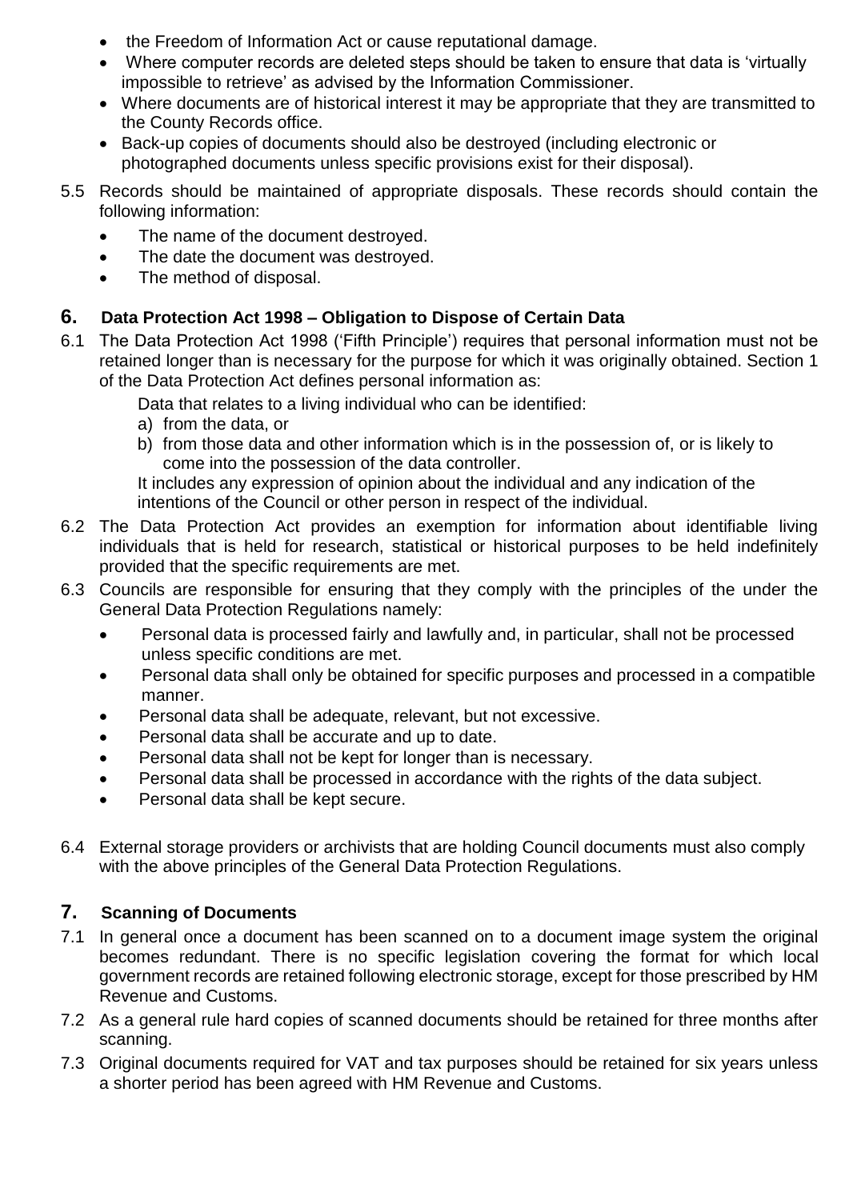- the Freedom of Information Act or cause reputational damage.
- Where computer records are deleted steps should be taken to ensure that data is 'virtually impossible to retrieve' as advised by the Information Commissioner.
- Where documents are of historical interest it may be appropriate that they are transmitted to the County Records office.
- Back-up copies of documents should also be destroyed (including electronic or photographed documents unless specific provisions exist for their disposal).

5.5 Records should be maintained of appropriate disposals. These records should contain the following information:

- The name of the document destroyed.
- The date the document was destroyed.
- The method of disposal.

## 6. Data Protection Act 1998 – Obligation to Dispose of Certain Data

6.1 The Data Protection Act 1998 ('Fifth Principle') requires that personal information must not be retained longer than is necessary for the purpose for which it was originally obtained. Section 1 of the Data Protection Act defines personal information as:

Data that relates to a living individual who can be identified:

a) from the data, or
b) from those data and other information which is in the possession of, or is likely to come into the possession of the data controller.

It includes any expression of opinion about the individual and any indication of the intentions of the Council or other person in respect of the individual.

6.2 The Data Protection Act provides an exemption for information about identifiable living individuals that is held for research, statistical or historical purposes to be held indefinitely provided that the specific requirements are met.

6.3 Councils are responsible for ensuring that they comply with the principles of the under the General Data Protection Regulations namely:

- Personal data is processed fairly and lawfully and, in particular, shall not be processed unless specific conditions are met.
- Personal data shall only be obtained for specific purposes and processed in a compatible manner.
- Personal data shall be adequate, relevant, but not excessive.
- Personal data shall be accurate and up to date.
- Personal data shall not be kept for longer than is necessary.
- Personal data shall be processed in accordance with the rights of the data subject.
- Personal data shall be kept secure.

6.4 External storage providers or archivists that are holding Council documents must also comply with the above principles of the General Data Protection Regulations.

## 7. Scanning of Documents

7.1 In general once a document has been scanned on to a document image system the original becomes redundant. There is no specific legislation covering the format for which local government records are retained following electronic storage, except for those prescribed by HM Revenue and Customs.

7.2 As a general rule hard copies of scanned documents should be retained for three months after scanning.

7.3 Original documents required for VAT and tax purposes should be retained for six years unless a shorter period has been agreed with HM Revenue and Customs.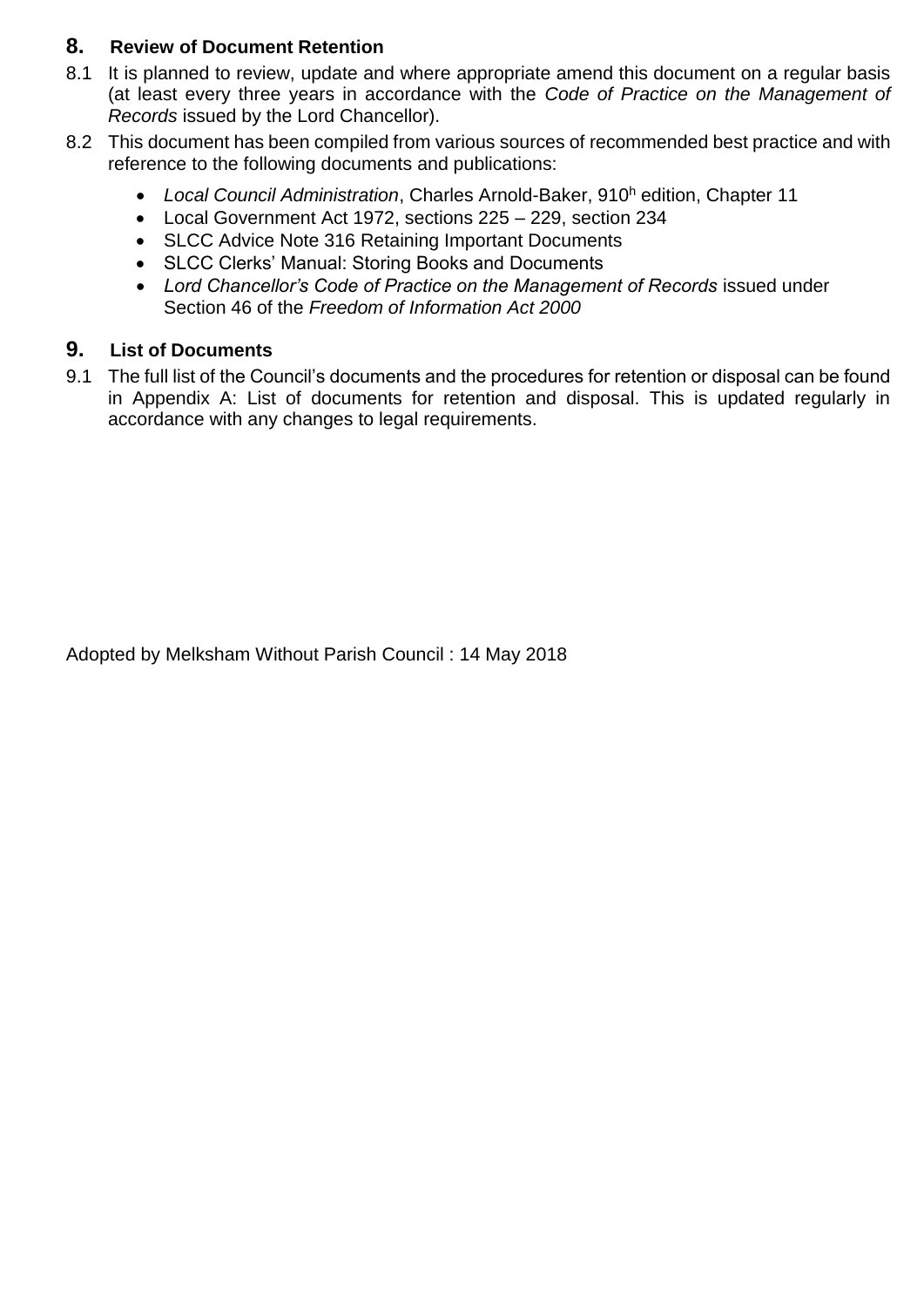## 8. Review of Document Retention

8.1 It is planned to review, update and where appropriate amend this document on a regular basis (at least every three years in accordance with the *Code of Practice on the Management of Records* issued by the Lord Chancellor).

8.2 This document has been compiled from various sources of recommended best practice and with reference to the following documents and publications:

- *Local Council Administration*, Charles Arnold-Baker, 910h edition, Chapter 11
- Local Government Act 1972, sections 225 – 229, section 234
- SLCC Advice Note 316 Retaining Important Documents
- SLCC Clerks' Manual: Storing Books and Documents
- *Lord Chancellor's Code of Practice on the Management of Records* issued under Section 46 of the *Freedom of Information Act 2000*

## 9. List of Documents

9.1 The full list of the Council's documents and the procedures for retention or disposal can be found in Appendix A: List of documents for retention and disposal. This is updated regularly in accordance with any changes to legal requirements.

Adopted by Melksham Without Parish Council : 14 May 2018